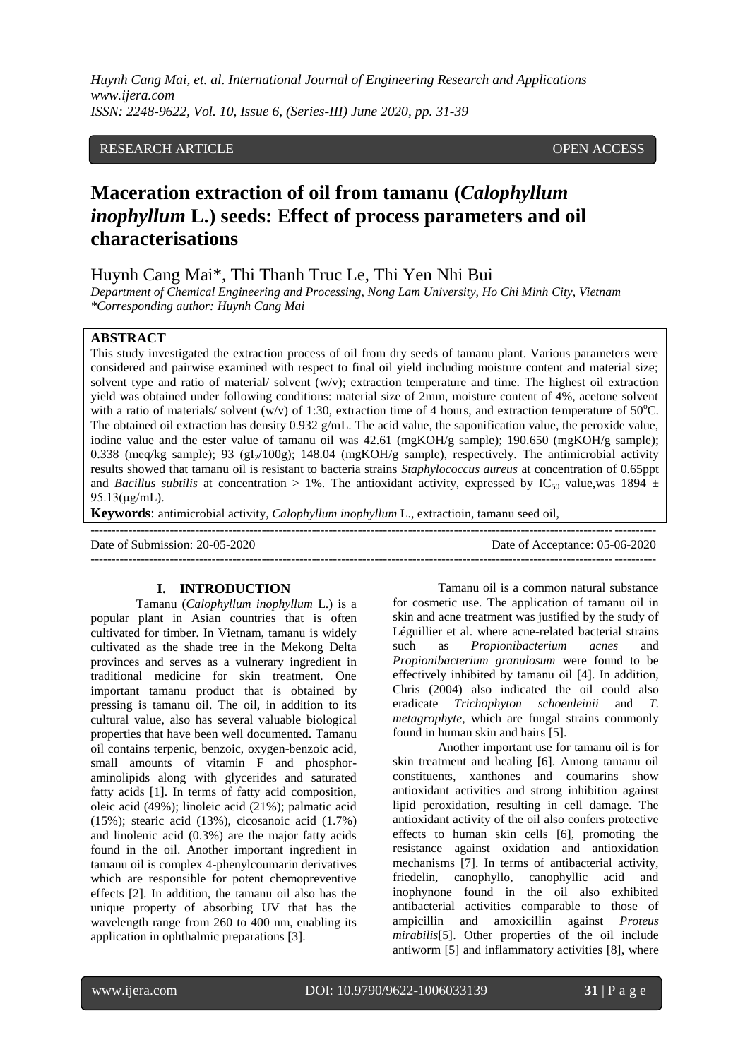RESEARCH ARTICLE OPEN ACCESS

# Maceration extraction of oil from tamanu (*Calophyllum inophyllum* L.) seeds: Effect of process parameters and oil characterisations

Huynh Cang Mai*, Thi Thanh Truc Le, Thi Yen Nhi Bui

*Department of Chemical Engineering and Processing, Nong Lam University, Ho Chi Minh City, Vietnam*
*\*Corresponding author: Huynh Cang Mai*

## ABSTRACT

This study investigated the extraction process of oil from dry seeds of tamanu plant. Various parameters were considered and pairwise examined with respect to final oil yield including moisture content and material size; solvent type and ratio of material/ solvent (w/v); extraction temperature and time. The highest oil extraction yield was obtained under following conditions: material size of 2mm, moisture content of 4%, acetone solvent with a ratio of materials/ solvent (w/v) of 1:30, extraction time of 4 hours, and extraction temperature of 50$^{o}$C. The obtained oil extraction has density 0.932 g/mL. The acid value, the saponification value, the peroxide value, iodine value and the ester value of tamanu oil was 42.61 (mgKOH/g sample); 190.650 (mgKOH/g sample); 0.338 (meq/kg sample); 93 (g$I_2$/100g); 148.04 (mgKOH/g sample), respectively. The antimicrobial activity results showed that tamanu oil is resistant to bacteria strains *Staphylococcus aureus* at concentration of 0.65ppt and *Bacillus subtilis* at concentration > 1%. The antioxidant activity, expressed by $IC_{50}$ value,was 1894 ± 95.13(μg/mL).

**Keywords**: antimicrobial activity, *Calophyllum inophyllum* L., extractioin, tamanu seed oil,

Date of Submission: 20-05-2020 Date of Acceptance: 05-06-2020

## I. INTRODUCTION

Tamanu (*Calophyllum inophyllum* L.) is a popular plant in Asian countries that is often cultivated for timber. In Vietnam, tamanu is widely cultivated as the shade tree in the Mekong Delta provinces and serves as a vulnerary ingredient in traditional medicine for skin treatment. One important tamanu product that is obtained by pressing is tamanu oil. The oil, in addition to its cultural value, also has several valuable biological properties that have been well documented. Tamanu oil contains terpenic, benzoic, oxygen-benzoic acid, small amounts of vitamin F and phosphor-aminolipids along with glycerides and saturated fatty acids [1]. In terms of fatty acid composition, oleic acid (49%); linoleic acid (21%); palmatic acid (15%); stearic acid (13%), cicosanoic acid (1.7%) and linolenic acid (0.3%) are the major fatty acids found in the oil. Another important ingredient in tamanu oil is complex 4-phenylcoumarin derivatives which are responsible for potent chemopreventive effects [2]. In addition, the tamanu oil also has the unique property of absorbing UV that has the wavelength range from 260 to 400 nm, enabling its application in ophthalmic preparations [3].

Tamanu oil is a common natural substance for cosmetic use. The application of tamanu oil in skin and acne treatment was justified by the study of Léguillier et al. where acne-related bacterial strains such as *Propionibacterium acnes* and *Propionibacterium granulosum* were found to be effectively inhibited by tamanu oil [4]. In addition, Chris (2004) also indicated the oil could also eradicate *Trichophyton schoenleinii* and *T. metagrophyte*, which are fungal strains commonly found in human skin and hairs [5].

Another important use for tamanu oil is for skin treatment and healing [6]. Among tamanu oil constituents, xanthones and coumarins show antioxidant activities and strong inhibition against lipid peroxidation, resulting in cell damage. The antioxidant activity of the oil also confers protective effects to human skin cells [6], promoting the resistance against oxidation and antioxidation mechanisms [7]. In terms of antibacterial activity, friedelin, canophyllo, canophyllic acid and inophynone found in the oil also exhibited antibacterial activities comparable to those of ampicillin and amoxicillin against *Proteus mirabilis*[5]. Other properties of the oil include antiworm [5] and inflammatory activities [8], where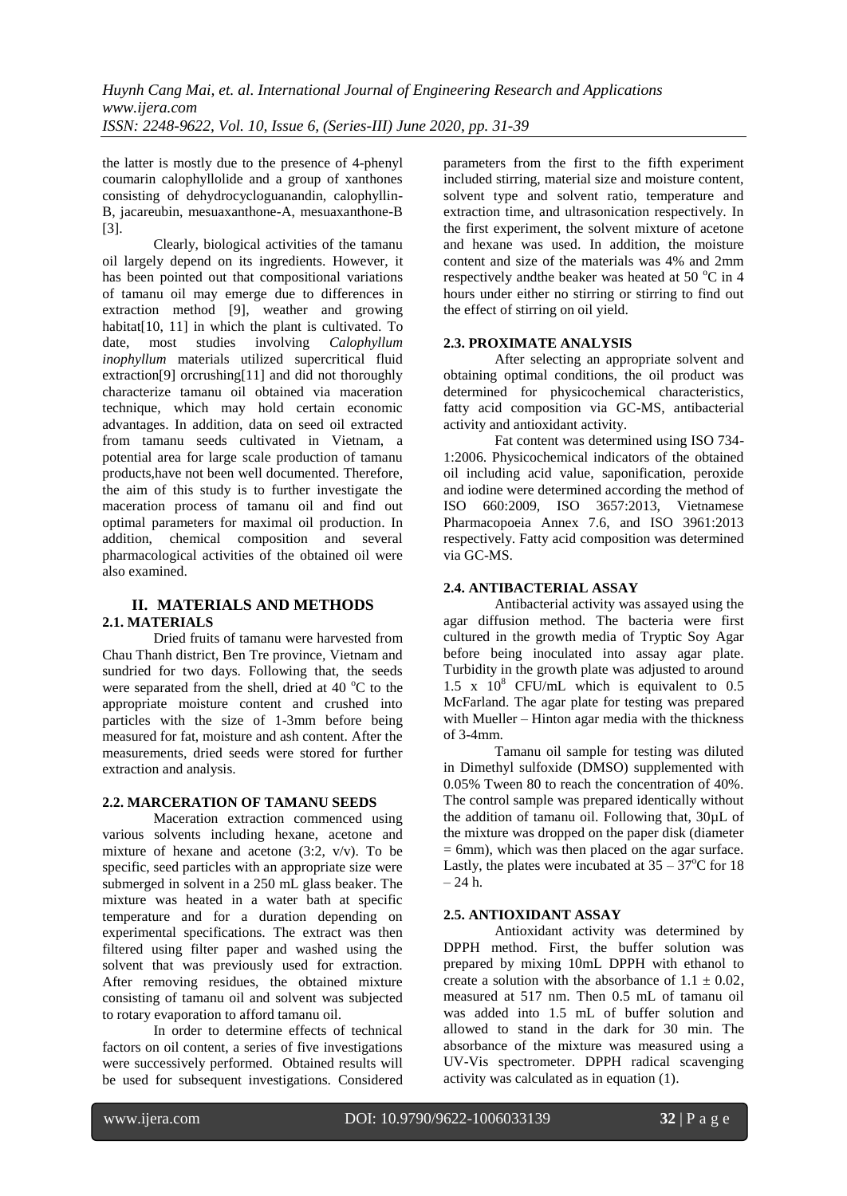the latter is mostly due to the presence of 4-phenyl coumarin calophyllolide and a group of xanthones consisting of dehydrocycloguanandin, calophyllin-B, jacareubin, mesuaxanthone-A, mesuaxanthone-B [3].

Clearly, biological activities of the tamanu oil largely depend on its ingredients. However, it has been pointed out that compositional variations of tamanu oil may emerge due to differences in extraction method [9], weather and growing habitat[10, 11] in which the plant is cultivated. To date, most studies involving *Calophyllum inophyllum* materials utilized supercritical fluid extraction[9] orcrushing[11] and did not thoroughly characterize tamanu oil obtained via maceration technique, which may hold certain economic advantages. In addition, data on seed oil extracted from tamanu seeds cultivated in Vietnam, a potential area for large scale production of tamanu products,have not been well documented. Therefore, the aim of this study is to further investigate the maceration process of tamanu oil and find out optimal parameters for maximal oil production. In addition, chemical composition and several pharmacological activities of the obtained oil were also examined.

# II. MATERIALS AND METHODS

## 2.1. MATERIALS

Dried fruits of tamanu were harvested from Chau Thanh district, Ben Tre province, Vietnam and sundried for two days. Following that, the seeds were separated from the shell, dried at 40 $^{o}$C to the appropriate moisture content and crushed into particles with the size of 1-3mm before being measured for fat, moisture and ash content. After the measurements, dried seeds were stored for further extraction and analysis.

## 2.2. MARCERATION OF TAMANU SEEDS

Maceration extraction commenced using various solvents including hexane, acetone and mixture of hexane and acetone (3:2, v/v). To be specific, seed particles with an appropriate size were submerged in solvent in a 250 mL glass beaker. The mixture was heated in a water bath at specific temperature and for a duration depending on experimental specifications. The extract was then filtered using filter paper and washed using the solvent that was previously used for extraction. After removing residues, the obtained mixture consisting of tamanu oil and solvent was subjected to rotary evaporation to afford tamanu oil.

In order to determine effects of technical factors on oil content, a series of five investigations were successively performed. Obtained results will be used for subsequent investigations. Considered parameters from the first to the fifth experiment included stirring, material size and moisture content, solvent type and solvent ratio, temperature and extraction time, and ultrasonication respectively. In the first experiment, the solvent mixture of acetone and hexane was used. In addition, the moisture content and size of the materials was 4% and 2mm respectively andthe beaker was heated at 50 $^{o}$C in 4 hours under either no stirring or stirring to find out the effect of stirring on oil yield.

## 2.3. PROXIMATE ANALYSIS

After selecting an appropriate solvent and obtaining optimal conditions, the oil product was determined for physicochemical characteristics, fatty acid composition via GC-MS, antibacterial activity and antioxidant activity.

Fat content was determined using ISO 734-1:2006. Physicochemical indicators of the obtained oil including acid value, saponification, peroxide and iodine were determined according the method of ISO 660:2009, ISO 3657:2013, Vietnamese Pharmacopoeia Annex 7.6, and ISO 3961:2013 respectively. Fatty acid composition was determined via GC-MS.

## 2.4. ANTIBACTERIAL ASSAY

Antibacterial activity was assayed using the agar diffusion method. The bacteria were first cultured in the growth media of Tryptic Soy Agar before being inoculated into assay agar plate. Turbidity in the growth plate was adjusted to around $1.5 \times 10^{8}$ CFU/mL which is equivalent to 0.5 McFarland. The agar plate for testing was prepared with Mueller – Hinton agar media with the thickness of 3-4mm.

Tamanu oil sample for testing was diluted in Dimethyl sulfoxide (DMSO) supplemented with 0.05% Tween 80 to reach the concentration of 40%. The control sample was prepared identically without the addition of tamanu oil. Following that, 30µL of the mixture was dropped on the paper disk (diameter = 6mm), which was then placed on the agar surface. Lastly, the plates were incubated at 35 – 37$^{o}$C for 18 – 24 h.

## 2.5. ANTIOXIDANT ASSAY

Antioxidant activity was determined by DPPH method. First, the buffer solution was prepared by mixing 10mL DPPH with ethanol to create a solution with the absorbance of $1.1 \pm 0.02$, measured at 517 nm. Then 0.5 mL of tamanu oil was added into 1.5 mL of buffer solution and allowed to stand in the dark for 30 min. The absorbance of the mixture was measured using a UV-Vis spectrometer. DPPH radical scavenging activity was calculated as in equation (1).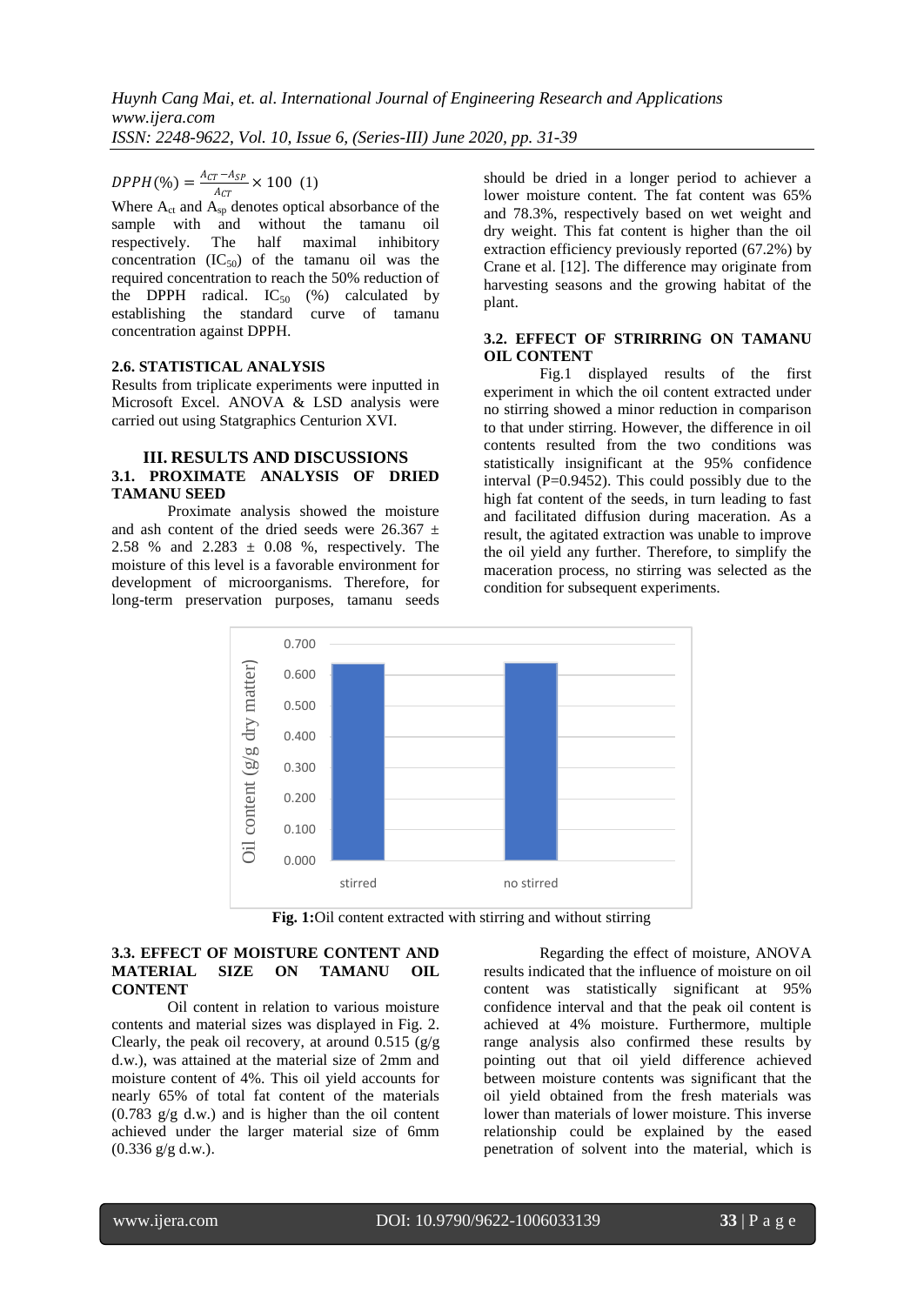$$DPPH(\%) = \frac{A_{CT} - A_{SP}}{A_{CT}} \times 100 \quad (1)$$

Where $A_{ct}$ and $A_{sp}$ denotes optical absorbance of the sample with and without the tamanu oil respectively. The half maximal inhibitory concentration ($IC_{50}$) of the tamanu oil was the required concentration to reach the 50% reduction of the DPPH radical. $IC_{50}$ (%) calculated by establishing the standard curve of tamanu concentration against DPPH.

### 2.6. STATISTICAL ANALYSIS

Results from triplicate experiments were inputted in Microsoft Excel. ANOVA & LSD analysis were carried out using Statgraphics Centurion XVI.

## III. RESULTS AND DISCUSSIONS

### 3.1. PROXIMATE ANALYSIS OF DRIED TAMANU SEED

Proximate analysis showed the moisture and ash content of the dried seeds were 26.367 ± 2.58 % and 2.283 ± 0.08 %, respectively. The moisture of this level is a favorable environment for development of microorganisms. Therefore, for long-term preservation purposes, tamanu seeds should be dried in a longer period to achiever a lower moisture content. The fat content was 65% and 78.3%, respectively based on wet weight and dry weight. This fat content is higher than the oil extraction efficiency previously reported (67.2%) by Crane et al. [12]. The difference may originate from harvesting seasons and the growing habitat of the plant.

### 3.2. EFFECT OF STRIRRING ON TAMANU OIL CONTENT

Fig.1 displayed results of the first experiment in which the oil content extracted under no stirring showed a minor reduction in comparison to that under stirring. However, the difference in oil contents resulted from the two conditions was statistically insignificant at the 95% confidence interval (P=0.9452). This could possibly due to the high fat content of the seeds, in turn leading to fast and facilitated diffusion during maceration. As a result, the agitated extraction was unable to improve the oil yield any further. Therefore, to simplify the maceration process, no stirring was selected as the condition for subsequent experiments.

**Fig. 1:** Oil content extracted with stirring and without stirring

### 3.3. EFFECT OF MOISTURE CONTENT AND MATERIAL SIZE ON TAMANU OIL CONTENT

Oil content in relation to various moisture contents and material sizes was displayed in Fig. 2. Clearly, the peak oil recovery, at around 0.515 (g/g d.w.), was attained at the material size of 2mm and moisture content of 4%. This oil yield accounts for nearly 65% of total fat content of the materials (0.783 g/g d.w.) and is higher than the oil content achieved under the larger material size of 6mm (0.336 g/g d.w.).

Regarding the effect of moisture, ANOVA results indicated that the influence of moisture on oil content was statistically significant at 95% confidence interval and that the peak oil content is achieved at 4% moisture. Furthermore, multiple range analysis also confirmed these results by pointing out that oil yield difference achieved between moisture contents was significant that the oil yield obtained from the fresh materials was lower than materials of lower moisture. This inverse relationship could be explained by the eased penetration of solvent into the material, which is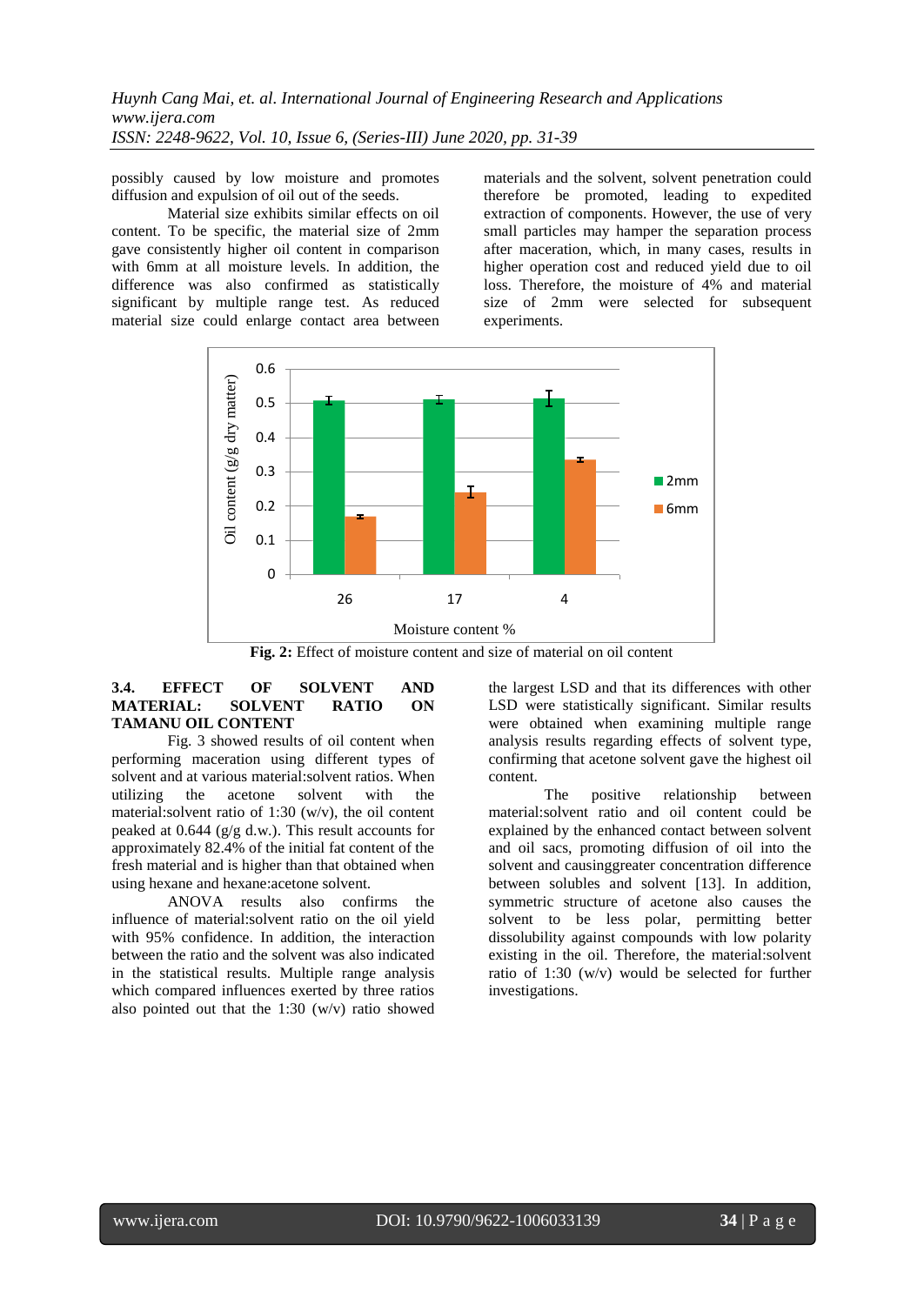possibly caused by low moisture and promotes diffusion and expulsion of oil out of the seeds.

Material size exhibits similar effects on oil content. To be specific, the material size of 2mm gave consistently higher oil content in comparison with 6mm at all moisture levels. In addition, the difference was also confirmed as statistically significant by multiple range test. As reduced material size could enlarge contact area between materials and the solvent, solvent penetration could therefore be promoted, leading to expedited extraction of components. However, the use of very small particles may hamper the separation process after maceration, which, in many cases, results in higher operation cost and reduced yield due to oil loss. Therefore, the moisture of 4% and material size of 2mm were selected for subsequent experiments.

**Fig. 2:** Effect of moisture content and size of material on oil content

### 3.4. EFFECT OF SOLVENT AND MATERIAL: SOLVENT RATIO ON TAMANU OIL CONTENT

Fig. 3 showed results of oil content when performing maceration using different types of solvent and at various material:solvent ratios. When utilizing the acetone solvent with the material:solvent ratio of 1:30 (w/v), the oil content peaked at 0.644 (g/g d.w.). This result accounts for approximately 82.4% of the initial fat content of the fresh material and is higher than that obtained when using hexane and hexane:acetone solvent.

ANOVA results also confirms the influence of material:solvent ratio on the oil yield with 95% confidence. In addition, the interaction between the ratio and the solvent was also indicated in the statistical results. Multiple range analysis which compared influences exerted by three ratios also pointed out that the 1:30 (w/v) ratio showed the largest LSD and that its differences with other LSD were statistically significant. Similar results were obtained when examining multiple range analysis results regarding effects of solvent type, confirming that acetone solvent gave the highest oil content.

The positive relationship between material:solvent ratio and oil content could be explained by the enhanced contact between solvent and oil sacs, promoting diffusion of oil into the solvent and causinggreater concentration difference between solubles and solvent [13]. In addition, symmetric structure of acetone also causes the solvent to be less polar, permitting better dissolubility against compounds with low polarity existing in the oil. Therefore, the material:solvent ratio of 1:30 (w/v) would be selected for further investigations.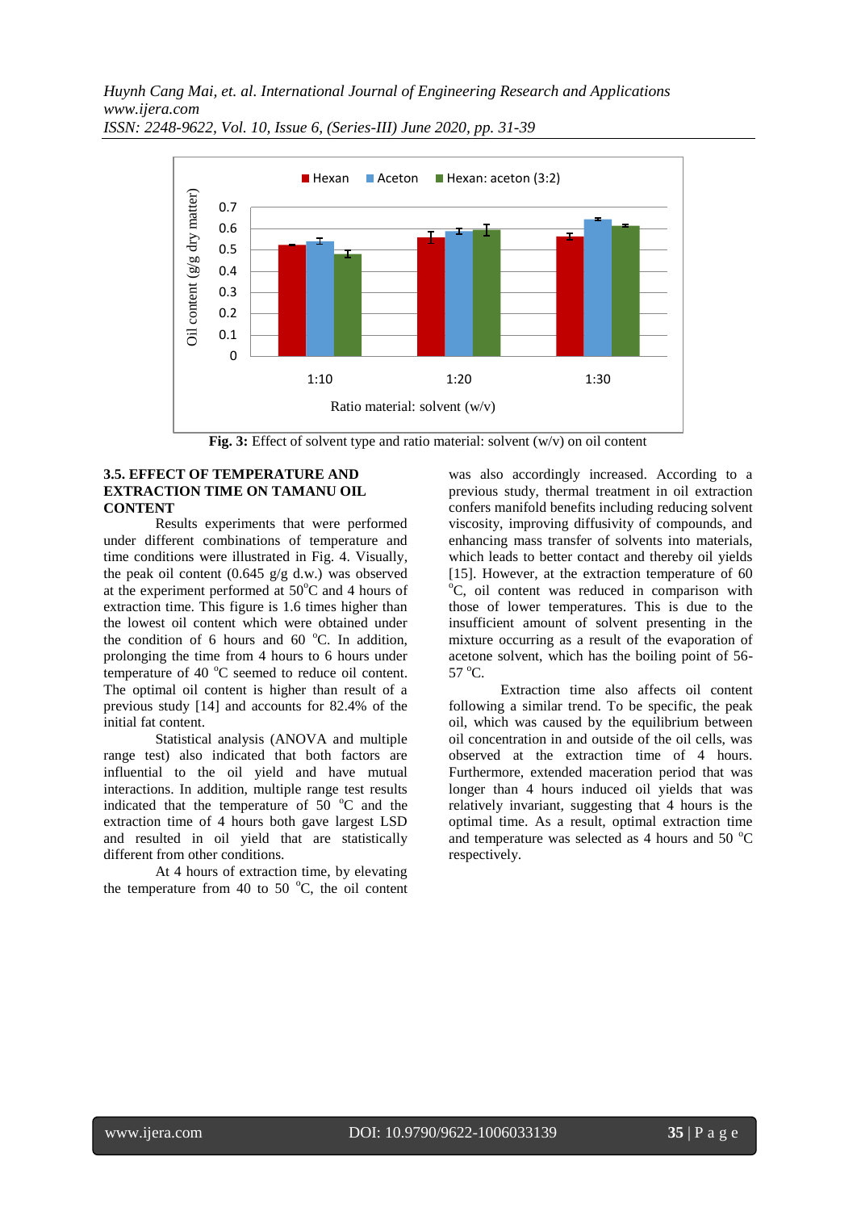Fig. 3: Effect of solvent type and ratio material: solvent (w/v) on oil content

### 3.5. EFFECT OF TEMPERATURE AND EXTRACTION TIME ON TAMANU OIL CONTENT

Results experiments that were performed under different combinations of temperature and time conditions were illustrated in Fig. 4. Visually, the peak oil content (0.645 g/g d.w.) was observed at the experiment performed at 50 °C and 4 hours of extraction time. This figure is 1.6 times higher than the lowest oil content which were obtained under the condition of 6 hours and 60 °C. In addition, prolonging the time from 4 hours to 6 hours under temperature of 40 °C seemed to reduce oil content. The optimal oil content is higher than result of a previous study [14] and accounts for 82.4% of the initial fat content.

Statistical analysis (ANOVA and multiple range test) also indicated that both factors are influential to the oil yield and have mutual interactions. In addition, multiple range test results indicated that the temperature of 50 °C and the extraction time of 4 hours both gave largest LSD and resulted in oil yield that are statistically different from other conditions.

At 4 hours of extraction time, by elevating the temperature from 40 to 50 °C, the oil content was also accordingly increased. According to a previous study, thermal treatment in oil extraction confers manifold benefits including reducing solvent viscosity, improving diffusivity of compounds, and enhancing mass transfer of solvents into materials, which leads to better contact and thereby oil yields [15]. However, at the extraction temperature of 60 °C, oil content was reduced in comparison with those of lower temperatures. This is due to the insufficient amount of solvent presenting in the mixture occurring as a result of the evaporation of acetone solvent, which has the boiling point of 56-57 °C.

Extraction time also affects oil content following a similar trend. To be specific, the peak oil, which was caused by the equilibrium between oil concentration in and outside of the oil cells, was observed at the extraction time of 4 hours. Furthermore, extended maceration period that was longer than 4 hours induced oil yields that was relatively invariant, suggesting that 4 hours is the optimal time. As a result, optimal extraction time and temperature was selected as 4 hours and 50 °C respectively.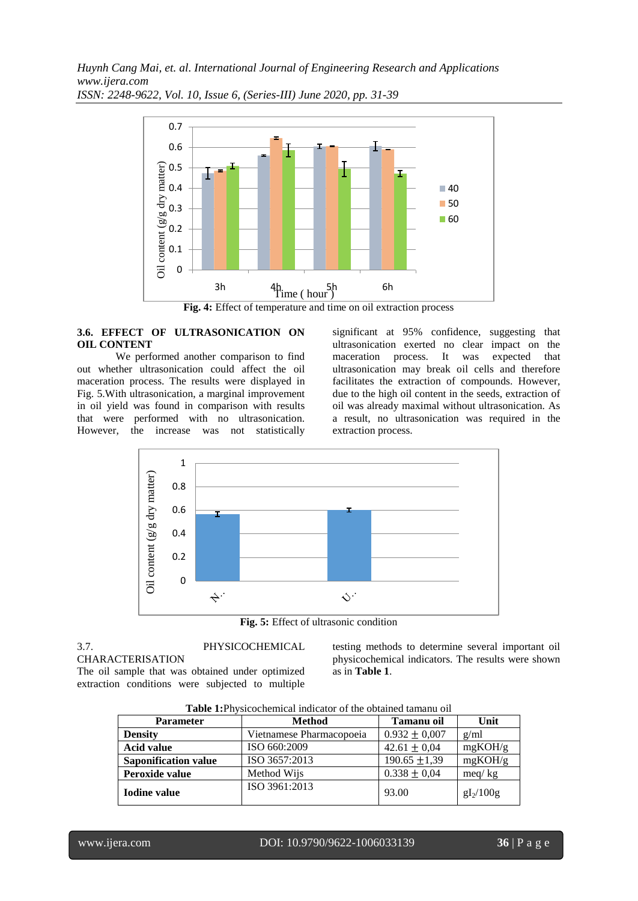Fig. 4: Effect of temperature and time on oil extraction process

### 3.6. EFFECT OF ULTRASONICATION ON OIL CONTENT

We performed another comparison to find out whether ultrasonication could affect the oil maceration process. The results were displayed in Fig. 5.With ultrasonication, a marginal improvement in oil yield was found in comparison with results that were performed with no ultrasonication. However, the increase was not statistically significant at 95% confidence, suggesting that ultrasonication exerted no clear impact on the maceration process. It was expected that ultrasonication may break oil cells and therefore facilitates the extraction of compounds. However, due to the high oil content in the seeds, extraction of oil was already maximal without ultrasonication. As a result, no ultrasonication was required in the extraction process.

Fig. 5: Effect of ultrasonic condition

### 3.7. PHYSICOCHEMICAL CHARACTERISATION

The oil sample that was obtained under optimized extraction conditions were subjected to multiple testing methods to determine several important oil physicochemical indicators. The results were shown as in **Table 1**.

**Table 1:** Physicochemical indicator of the obtained tamanu oil

| Parameter | Method | Tamanu oil | Unit |
|---|---|---|---|
| **Density** | Vietnamese Pharmacopoeia | $0.932 \pm 0,007$ | g/ml |
| **Acid value** | ISO 660:2009 | $42.61 \pm 0,04$ | mgKOH/g |
| **Saponification value** | ISO 3657:2013 | $190.65 \pm 1,39$ | mgKOH/g |
| **Peroxide value** | Method Wijs | $0.338 \pm 0,04$ | meq/ kg |
| **Iodine value** | ISO 3961:2013 | 93.00 | $gI_2/100g$ |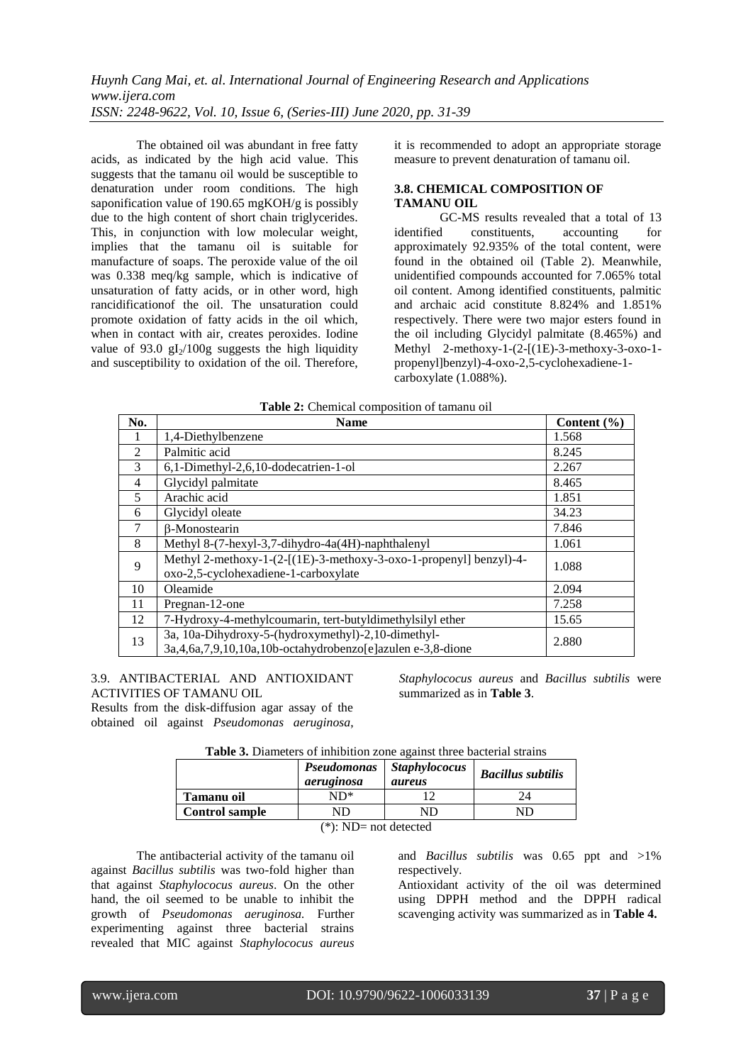The obtained oil was abundant in free fatty acids, as indicated by the high acid value. This suggests that the tamanu oil would be susceptible to denaturation under room conditions. The high saponification value of 190.65 mgKOH/g is possibly due to the high content of short chain triglycerides. This, in conjunction with low molecular weight, implies that the tamanu oil is suitable for manufacture of soaps. The peroxide value of the oil was 0.338 meq/kg sample, which is indicative of unsaturation of fatty acids, or in other word, high rancidificationof the oil. The unsaturation could promote oxidation of fatty acids in the oil which, when in contact with air, creates peroxides. Iodine value of 93.0 $gI_2$/100g suggests the high liquidity and susceptibility to oxidation of the oil. Therefore, it is recommended to adopt an appropriate storage measure to prevent denaturation of tamanu oil.

### 3.8. CHEMICAL COMPOSITION OF TAMANU OIL

GC-MS results revealed that a total of 13 identified constituents, accounting for approximately 92.935% of the total content, were found in the obtained oil (Table 2). Meanwhile, unidentified compounds accounted for 7.065% total oil content. Among identified constituents, palmitic and archaic acid constitute 8.824% and 1.851% respectively. There were two major esters found in the oil including Glycidyl palmitate (8.465%) and Methyl 2-methoxy-1-(2-[(1E)-3-methoxy-3-oxo-1-propenyl]benzyl)-4-oxo-2,5-cyclohexadiene-1-carboxylate (1.088%).

**Table 2:** Chemical composition of tamanu oil

| No. | Name | Content (%) |
|---|---|---|
| 1 | 1,4-Diethylbenzene | 1.568 |
| 2 | Palmitic acid | 8.245 |
| 3 | 6,1-Dimethyl-2,6,10-dodecatrien-1-ol | 2.267 |
| 4 | Glycidyl palmitate | 8.465 |
| 5 | Arachic acid | 1.851 |
| 6 | Glycidyl oleate | 34.23 |
| 7 | β-Monostearin | 7.846 |
| 8 | Methyl 8-(7-hexyl-3,7-dihydro-4a(4H)-naphthalenyl | 1.061 |
| 9 | Methyl 2-methoxy-1-(2-[(1E)-3-methoxy-3-oxo-1-propenyl] benzyl)-4-oxo-2,5-cyclohexadiene-1-carboxylate | 1.088 |
| 10 | Oleamide | 2.094 |
| 11 | Pregnan-12-one | 7.258 |
| 12 | 7-Hydroxy-4-methylcoumarin, tert-butyldimethylsilyl ether | 15.65 |
| 13 | 3a, 10a-Dihydroxy-5-(hydroxymethyl)-2,10-dimethyl-3a,4,6a,7,9,10,10a,10b-octahydrobenzo[e]azulen e-3,8-dione | 2.880 |

### 3.9. ANTIBACTERIAL AND ANTIOXIDANT ACTIVITIES OF TAMANU OIL

Results from the disk-diffusion agar assay of the obtained oil against *Pseudomonas aeruginosa*, *Staphylococus aureus* and *Bacillus subtilis* were summarized as in **Table 3**.

**Table 3.** Diameters of inhibition zone against three bacterial strains

| | *Pseudomonas aeruginosa* | *Staphylococus aureus* | *Bacillus subtilis* |
|---|---|---|---|
| **Tamanu oil** | ND* | 12 | 24 |
| **Control sample** | ND | ND | ND |

(*): ND= not detected

The antibacterial activity of the tamanu oil against *Bacillus subtilis* was two-fold higher than that against *Staphylococus aureus*. On the other hand, the oil seemed to be unable to inhibit the growth of *Pseudomonas aeruginosa.* Further experimenting against three bacterial strains revealed that MIC against *Staphylococus aureus* and *Bacillus subtilis* was 0.65 ppt and >1% respectively.

Antioxidant activity of the oil was determined using DPPH method and the DPPH radical scavenging activity was summarized as in **Table 4.**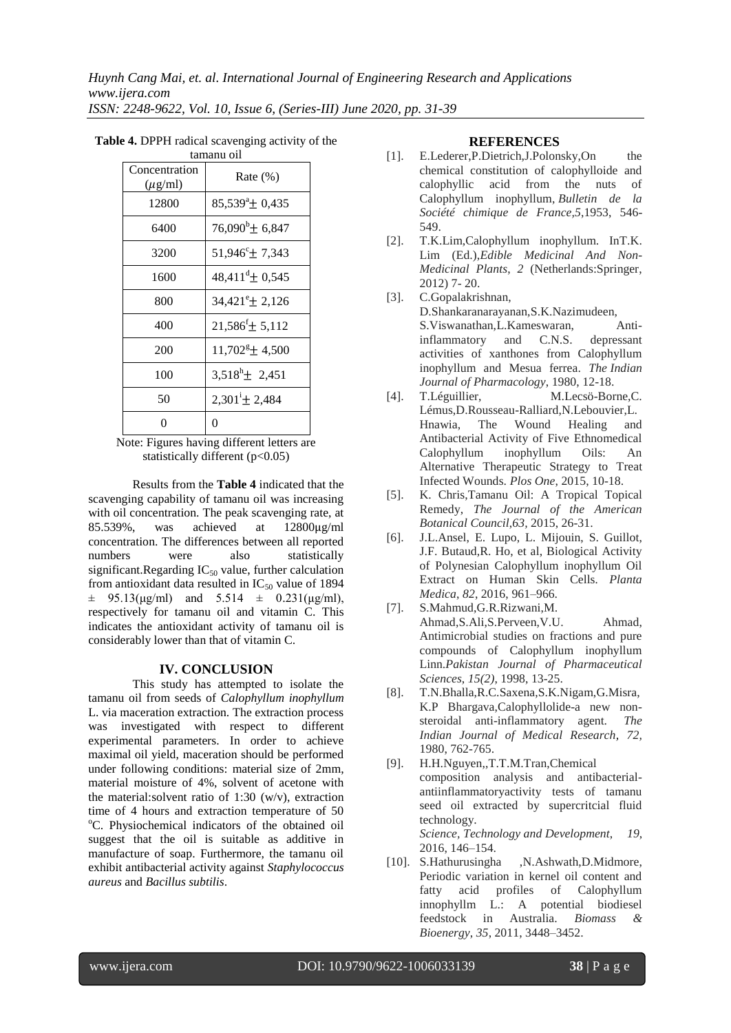**Table 4.** DPPH radical scavenging activity of the tamanu oil

| Concentration ($\mu$g/ml) | Rate (%) |
|---|---|
| 12800 | $85{,}539^{a} \pm 0{,}435$ |
| 6400 | $76{,}090^{b} \pm 6{,}847$ |
| 3200 | $51{,}946^{c} \pm 7{,}343$ |
| 1600 | $48{,}411^{d} \pm 0{,}545$ |
| 800 | $34{,}421^{e} \pm 2{,}126$ |
| 400 | $21{,}586^{f} \pm 5{,}112$ |
| 200 | $11{,}702^{g} \pm 4{,}500$ |
| 100 | $3{,}518^{h} \pm 2{,}451$ |
| 50 | $2{,}301^{i} \pm 2{,}484$ |
| 0 | 0 |

Note: Figures having different letters are statistically different ($p<0.05$)

Results from the **Table 4** indicated that the scavenging capability of tamanu oil was increasing with oil concentration. The peak scavenging rate, at 85.539%, was achieved at 12800μg/ml concentration. The differences between all reported numbers were also statistically significant.Regarding $IC_{50}$ value, further calculation from antioxidant data resulted in $IC_{50}$ value of 1894 ± 95.13(μg/ml) and 5.514 ± 0.231(μg/ml), respectively for tamanu oil and vitamin C. This indicates the antioxidant activity of tamanu oil is considerably lower than that of vitamin C.

## IV. CONCLUSION

This study has attempted to isolate the tamanu oil from seeds of *Calophyllum inophyllum* L. via maceration extraction. The extraction process was investigated with respect to different experimental parameters. In order to achieve maximal oil yield, maceration should be performed under following conditions: material size of 2mm, material moisture of 4%, solvent of acetone with the material:solvent ratio of 1:30 (w/v), extraction time of 4 hours and extraction temperature of 50 $^{o}$C. Physiochemical indicators of the obtained oil suggest that the oil is suitable as additive in manufacture of soap. Furthermore, the tamanu oil exhibit antibacterial activity against *Staphylococcus aureus* and *Bacillus subtilis*.

## REFERENCES

[1]. E.Lederer,P.Dietrich,J.Polonsky,On the chemical constitution of calophylloide and calophyllic acid from the nuts of Calophyllum inophyllum, *Bulletin de la Société chimique de France,5*,1953, 546-549.

[2]. T.K.Lim,Calophyllum inophyllum. InT.K. Lim (Ed.),*Edible Medicinal And Non-Medicinal Plants*, *2* (Netherlands:Springer, 2012) 7- 20.

[3]. C.Gopalakrishnan, D.Shankaranarayanan,S.K.Nazimudeen, S.Viswanathan,L.Kameswaran, Anti-inflammatory and C.N.S. depressant activities of xanthones from Calophyllum inophyllum and Mesua ferrea. *The Indian Journal of Pharmacology*, 1980, 12-18.

[4]. T.Léguillier, M.Lecsö-Borne,C. Lémus,D.Rousseau-Ralliard,N.Lebouvier,L. Hnawia, The Wound Healing and Antibacterial Activity of Five Ethnomedical Calophyllum inophyllum Oils: An Alternative Therapeutic Strategy to Treat Infected Wounds. *Plos One*, 2015, 10-18.

[5]. K. Chris,Tamanu Oil: A Tropical Topical Remedy, *The Journal of the American Botanical Council,63*, 2015, 26-31.

[6]. J.L.Ansel, E. Lupo, L. Mijouin, S. Guillot, J.F. Butaud,R. Ho, et al, Biological Activity of Polynesian Calophyllum inophyllum Oil Extract on Human Skin Cells. *Planta Medica*, *82*, 2016, 961–966.

[7]. S.Mahmud,G.R.Rizwani,M. Ahmad,S.Ali,S.Perveen,V.U. Ahmad, Antimicrobial studies on fractions and pure compounds of Calophyllum inophyllum Linn.*Pakistan Journal of Pharmaceutical Sciences*, *15(2)*, 1998, 13-25.

[8]. T.N.Bhalla,R.C.Saxena,S.K.Nigam,G.Misra, K.P Bhargava,Calophyllolide-a new non-steroidal anti-inflammatory agent. *The Indian Journal of Medical Research*, *72*, 1980, 762-765.

[9]. H.H.Nguyen,,T.T.M.Tran,Chemical composition analysis and antibacterial-antiinflammatoryactivity tests of tamanu seed oil extracted by supercritcial fluid technology. *Science, Technology and Development*, *19*, 2016, 146–154.

[10]. S.Hathurusingha ,N.Ashwath,D.Midmore, Periodic variation in kernel oil content and fatty acid profiles of Calophyllum innophyllm L.: A potential biodiesel feedstock in Australia. *Biomass & Bioenergy*, *35*, 2011, 3448–3452.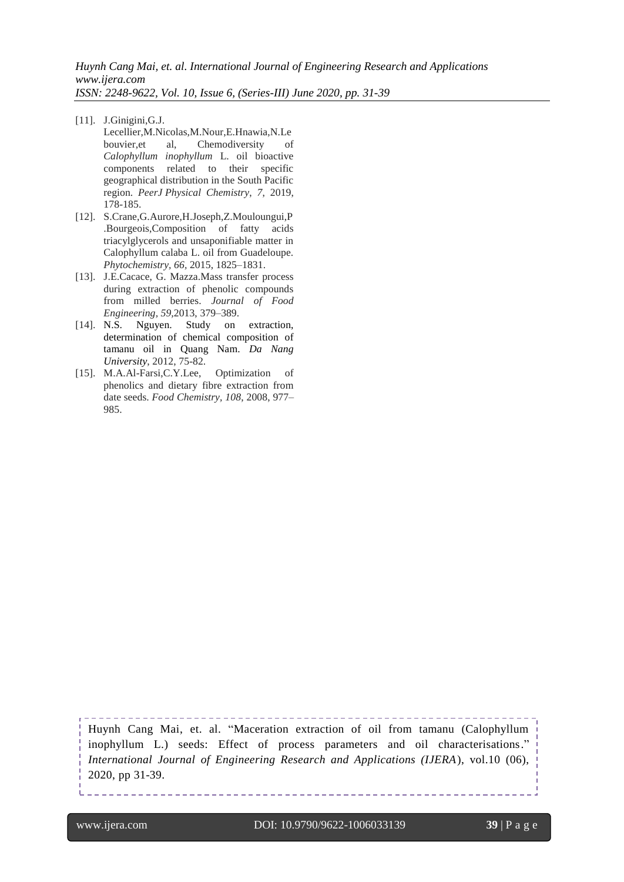[11]. J.Ginigini,G.J. Lecellier,M.Nicolas,M.Nour,E.Hnawia,N.Le bouvier,et al, Chemodiversity of *Calophyllum inophyllum* L. oil bioactive components related to their specific geographical distribution in the South Pacific region. *PeerJ Physical Chemistry*, *7,* 2019, 178-185.

[12]. S.Crane,G.Aurore,H.Joseph,Z.Mouloungui,P .Bourgeois,Composition of fatty acids triacylglycerols and unsaponifiable matter in Calophyllum calaba L. oil from Guadeloupe. *Phytochemistry*, *66,* 2015, 1825–1831.

[13]. J.E.Cacace, G. Mazza.Mass transfer process during extraction of phenolic compounds from milled berries. *Journal of Food Engineering*, *59,*2013, 379–389.

[14]. N.S. Nguyen. Study on extraction, determination of chemical composition of tamanu oil in Quang Nam. *Da Nang University*, 2012, 75-82.

[15]. M.A.Al-Farsi,C.Y.Lee, Optimization of phenolics and dietary fibre extraction from date seeds. *Food Chemistry*, *108,* 2008, 977–985.

Huynh Cang Mai, et. al. "Maceration extraction of oil from tamanu (Calophyllum inophyllum L.) seeds: Effect of process parameters and oil characterisations." *International Journal of Engineering Research and Applications (IJERA*), vol.10 (06), 2020, pp 31-39.